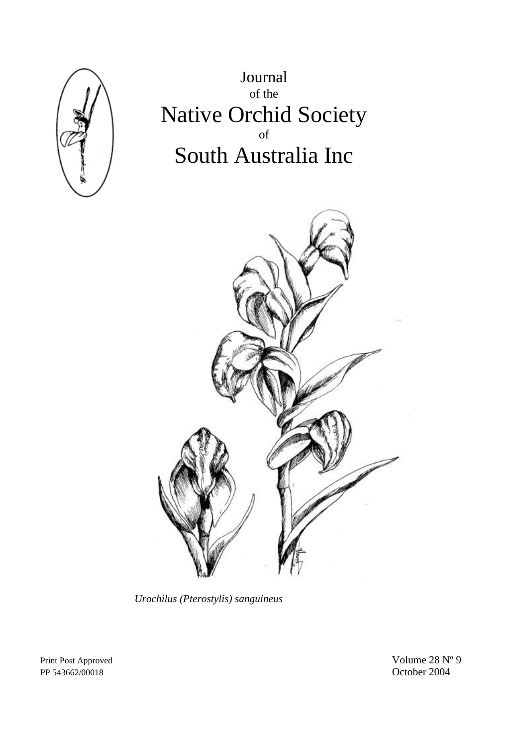# Journal of the Native Orchid Society of South Australia Inc

*Urochilus (Pterostylis) sanguineus*

Print Post Approved
PP 543662/00018

Volume 28 Nº 9
October 2004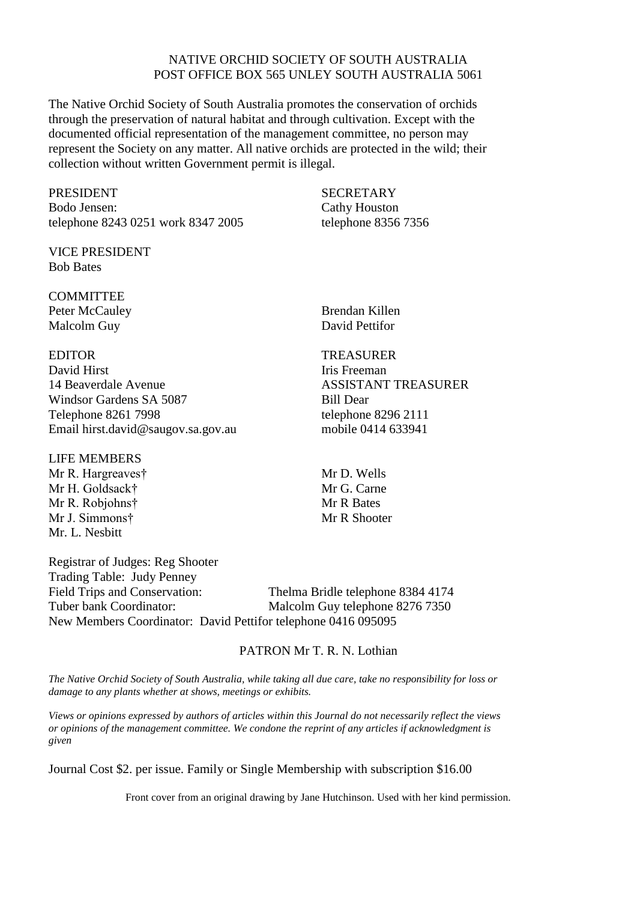NATIVE ORCHID SOCIETY OF SOUTH AUSTRALIA
POST OFFICE BOX 565 UNLEY SOUTH AUSTRALIA 5061

The Native Orchid Society of South Australia promotes the conservation of orchids through the preservation of natural habitat and through cultivation. Except with the documented official representation of the management committee, no person may represent the Society on any matter. All native orchids are protected in the wild; their collection without written Government permit is illegal.

PRESIDENT
Bodo Jensen:
telephone 8243 0251 work 8347 2005

SECRETARY
Cathy Houston
telephone 8356 7356

VICE PRESIDENT
Bob Bates

COMMITTEE
Peter McCauley
Malcolm Guy
Brendan Killen
David Pettifor

EDITOR
David Hirst
14 Beaverdale Avenue
Windsor Gardens SA 5087
Telephone 8261 7998
Email hirst.david@saugov.sa.gov.au

TREASURER
Iris Freeman

ASSISTANT TREASURER
Bill Dear
telephone 8296 2111
mobile 0414 633941

LIFE MEMBERS
Mr R. Hargreaves†
Mr H. Goldsack†
Mr R. Robjohns†
Mr J. Simmons†
Mr. L. Nesbitt
Mr D. Wells
Mr G. Carne
Mr R Bates
Mr R Shooter

Registrar of Judges: Reg Shooter
Trading Table: Judy Penney
Field Trips and Conservation: Thelma Bridle telephone 8384 4174
Tuber bank Coordinator: Malcolm Guy telephone 8276 7350
New Members Coordinator: David Pettifor telephone 0416 095095

PATRON Mr T. R. N. Lothian

*The Native Orchid Society of South Australia, while taking all due care, take no responsibility for loss or damage to any plants whether at shows, meetings or exhibits.*

*Views or opinions expressed by authors of articles within this Journal do not necessarily reflect the views or opinions of the management committee. We condone the reprint of any articles if acknowledgment is given*

Journal Cost $2. per issue. Family or Single Membership with subscription $16.00

Front cover from an original drawing by Jane Hutchinson. Used with her kind permission.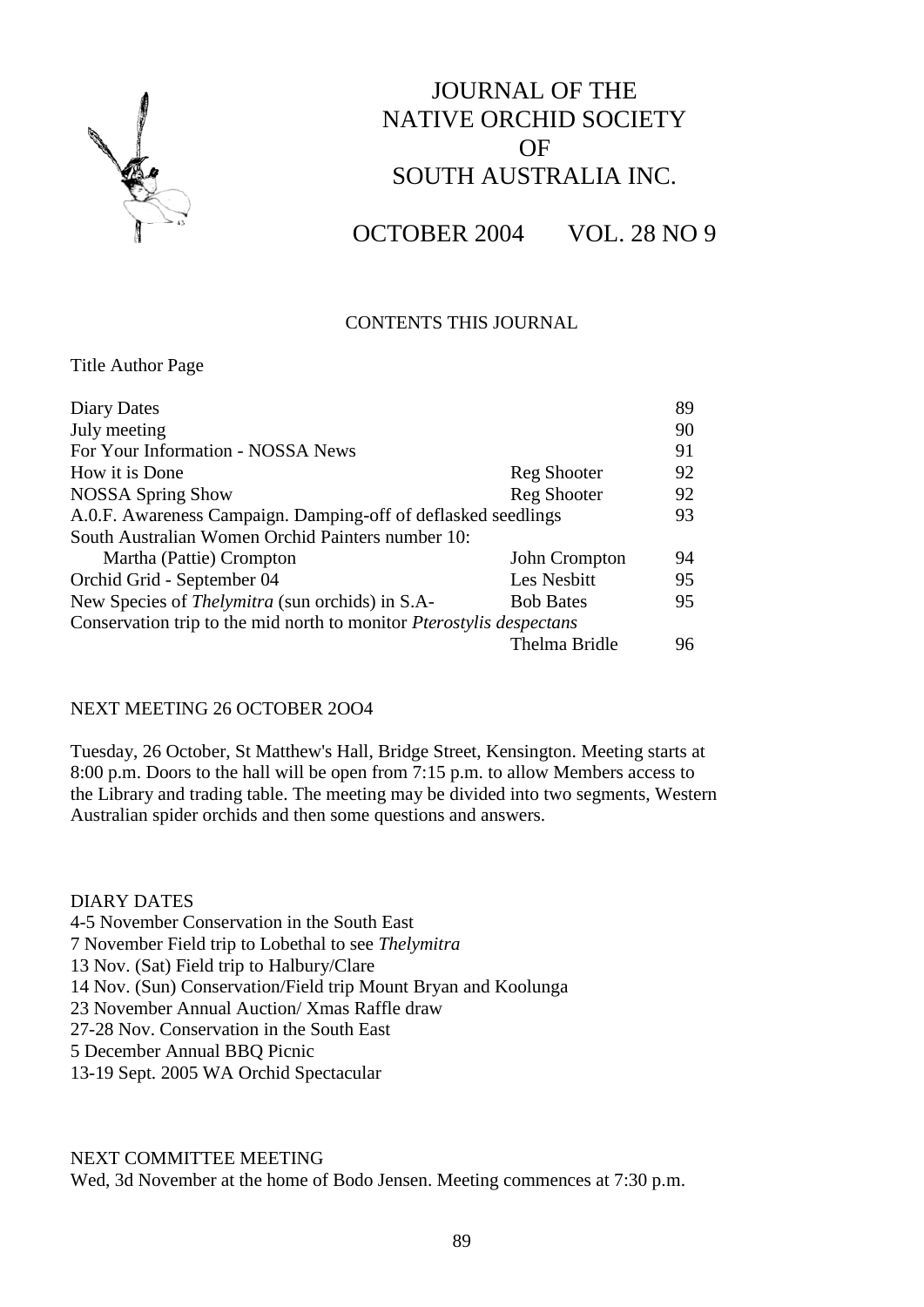# JOURNAL OF THE NATIVE ORCHID SOCIETY OF SOUTH AUSTRALIA INC.

## OCTOBER 2004 VOL. 28 NO 9

### CONTENTS THIS JOURNAL

| Title | Author | Page |
|---|---|---|
| Diary Dates | | 89 |
| July meeting | | 90 |
| For Your Information - NOSSA News | | 91 |
| How it is Done | Reg Shooter | 92 |
| NOSSA Spring Show | Reg Shooter | 92 |
| A.0.F. Awareness Campaign. Damping-off of deflasked seedlings | | 93 |
| South Australian Women Orchid Painters number 10: Martha (Pattie) Crompton | John Crompton | 94 |
| Orchid Grid - September 04 | Les Nesbitt | 95 |
| New Species of *Thelymitra* (sun orchids) in S.A- | Bob Bates | 95 |
| Conservation trip to the mid north to monitor *Pterostylis despectans* | Thelma Bridle | 96 |

### NEXT MEETING 26 OCTOBER 2OO4

Tuesday, 26 October, St Matthew's Hall, Bridge Street, Kensington. Meeting starts at 8:00 p.m. Doors to the hall will be open from 7:15 p.m. to allow Members access to the Library and trading table. The meeting may be divided into two segments, Western Australian spider orchids and then some questions and answers.

### DIARY DATES

4-5 November Conservation in the South East
7 November Field trip to Lobethal to see *Thelymitra*
13 Nov. (Sat) Field trip to Halbury/Clare
14 Nov. (Sun) Conservation/Field trip Mount Bryan and Koolunga
23 November Annual Auction/ Xmas Raffle draw
27-28 Nov. Conservation in the South East
5 December Annual BBQ Picnic
13-19 Sept. 2005 WA Orchid Spectacular

### NEXT COMMITTEE MEETING

Wed, 3d November at the home of Bodo Jensen. Meeting commences at 7:30 p.m.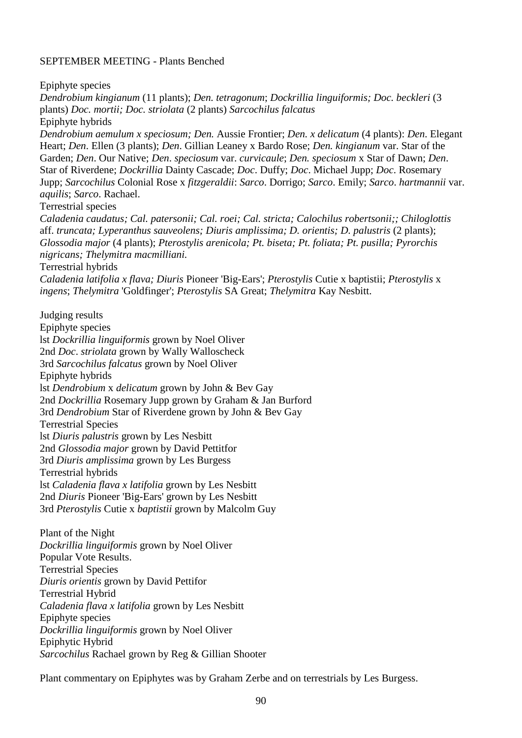SEPTEMBER MEETING - Plants Benched

Epiphyte species

*Dendrobium kingianum* (11 plants); *Den. tetragonum*; *Dockrillia linguiformis; Doc. beckleri* (3 plants) *Doc. mortii; Doc. striolata* (2 plants) *Sarcochilus falcatus*

Epiphyte hybrids

*Dendrobium aemulum x speciosum; Den.* Aussie Frontier; *Den. x delicatum* (4 plants): *Den*. Elegant Heart; *Den*. Ellen (3 plants); *Den*. Gillian Leaney x Bardo Rose; *Den. kingianum* var. Star of the Garden; *Den*. Our Native; *Den*. *speciosum* var. *curvicaule*; *Den. speciosum* x Star of Dawn; *Den*. Star of Riverdene; *Dockrillia* Dainty Cascade; *Doc*. Duffy; *Doc*. Michael Jupp; *Doc.* Rosemary Jupp; *Sarcochilus* Colonial Rose x *fitzgeraldii*: *Sarco*. Dorrigo; *Sarco*. Emily; *Sarco*. *hartmannii* var. *aquilis*; *Sarco*. Rachael.

Terrestrial species

*Caladenia caudatus; Cal. patersonii; Cal. roei; Cal. stricta; Calochilus robertsonii;; Chiloglottis* aff. *truncata; Lyperanthus sauveolens; Diuris amplissima; D. orientis; D. palustris* (2 plants); *Glossodia major* (4 plants); *Pterostylis arenicola; Pt. biseta; Pt. foliata; Pt. pusilla; Pyrorchis nigricans; Thelymitra macmilliani.*

Terrestrial hybrids

*Caladenia latifolia x flava; Diuris* Pioneer 'Big-Ears'; *Pterostylis* Cutie x baptistii; *Pterostylis* x *ingens*; *Thelymitra* 'Goldfinger'; *Pterostylis* SA Great; *Thelymitra* Kay Nesbitt.

Judging results

Epiphyte species

lst *Dockrillia linguiformis* grown by Noel Oliver

2nd *Doc*. *striolata* grown by Wally Walloscheck

3rd *Sarcochilus falcatus* grown by Noel Oliver

Epiphyte hybrids

lst *Dendrobium* x *delicatum* grown by John & Bev Gay

2nd *Dockrillia* Rosemary Jupp grown by Graham & Jan Burford

3rd *Dendrobium* Star of Riverdene grown by John & Bev Gay

Terrestrial Species

lst *Diuris palustris* grown by Les Nesbitt

2nd *Glossodia major* grown by David Pettitfor

3rd *Diuris amplissima* grown by Les Burgess

Terrestrial hybrids

lst *Caladenia flava x latifolia* grown by Les Nesbitt

2nd *Diuris* Pioneer 'Big-Ears' grown by Les Nesbitt

3rd *Pterostylis* Cutie x *baptistii* grown by Malcolm Guy

Plant of the Night

*Dockrillia linguiformis* grown by Noel Oliver

Popular Vote Results.

Terrestrial Species

*Diuris orientis* grown by David Pettifor

Terrestrial Hybrid

*Caladenia flava x latifolia* grown by Les Nesbitt

Epiphyte species

*Dockrillia linguiformis* grown by Noel Oliver

Epiphytic Hybrid

*Sarcochilus* Rachael grown by Reg & Gillian Shooter

Plant commentary on Epiphytes was by Graham Zerbe and on terrestrials by Les Burgess.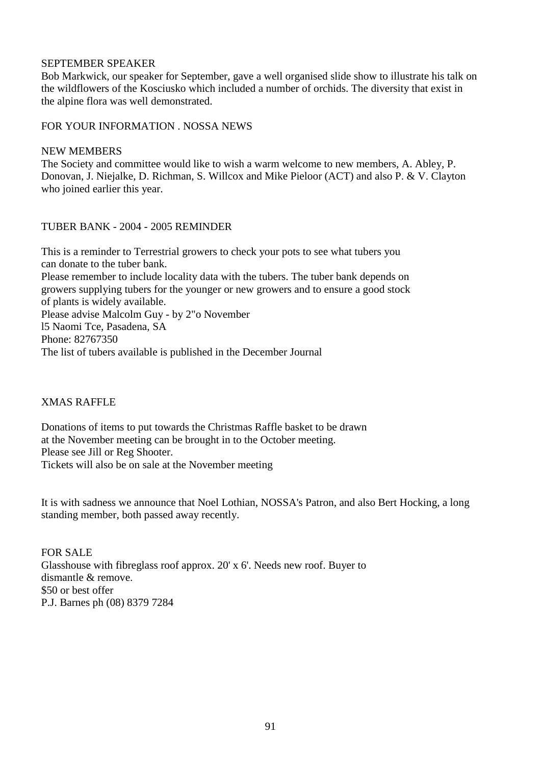## SEPTEMBER SPEAKER

Bob Markwick, our speaker for September, gave a well organised slide show to illustrate his talk on the wildflowers of the Kosciusko which included a number of orchids. The diversity that exist in the alpine flora was well demonstrated.

## FOR YOUR INFORMATION . NOSSA NEWS

## NEW MEMBERS

The Society and committee would like to wish a warm welcome to new members, A. Abley, P. Donovan, J. Niejalke, D. Richman, S. Willcox and Mike Pieloor (ACT) and also P. & V. Clayton who joined earlier this year.

## TUBER BANK - 2004 - 2005 REMINDER

This is a reminder to Terrestrial growers to check your pots to see what tubers you can donate to the tuber bank.
Please remember to include locality data with the tubers. The tuber bank depends on growers supplying tubers for the younger or new growers and to ensure a good stock of plants is widely available.
Please advise Malcolm Guy - by 2"o November
l5 Naomi Tce, Pasadena, SA
Phone: 82767350
The list of tubers available is published in the December Journal

## XMAS RAFFLE

Donations of items to put towards the Christmas Raffle basket to be drawn at the November meeting can be brought in to the October meeting.
Please see Jill or Reg Shooter.
Tickets will also be on sale at the November meeting

It is with sadness we announce that Noel Lothian, NOSSA's Patron, and also Bert Hocking, a long standing member, both passed away recently.

## FOR SALE

Glasshouse with fibreglass roof approx. 20' x 6'. Needs new roof. Buyer to dismantle & remove.
$50 or best offer
P.J. Barnes ph (08) 8379 7284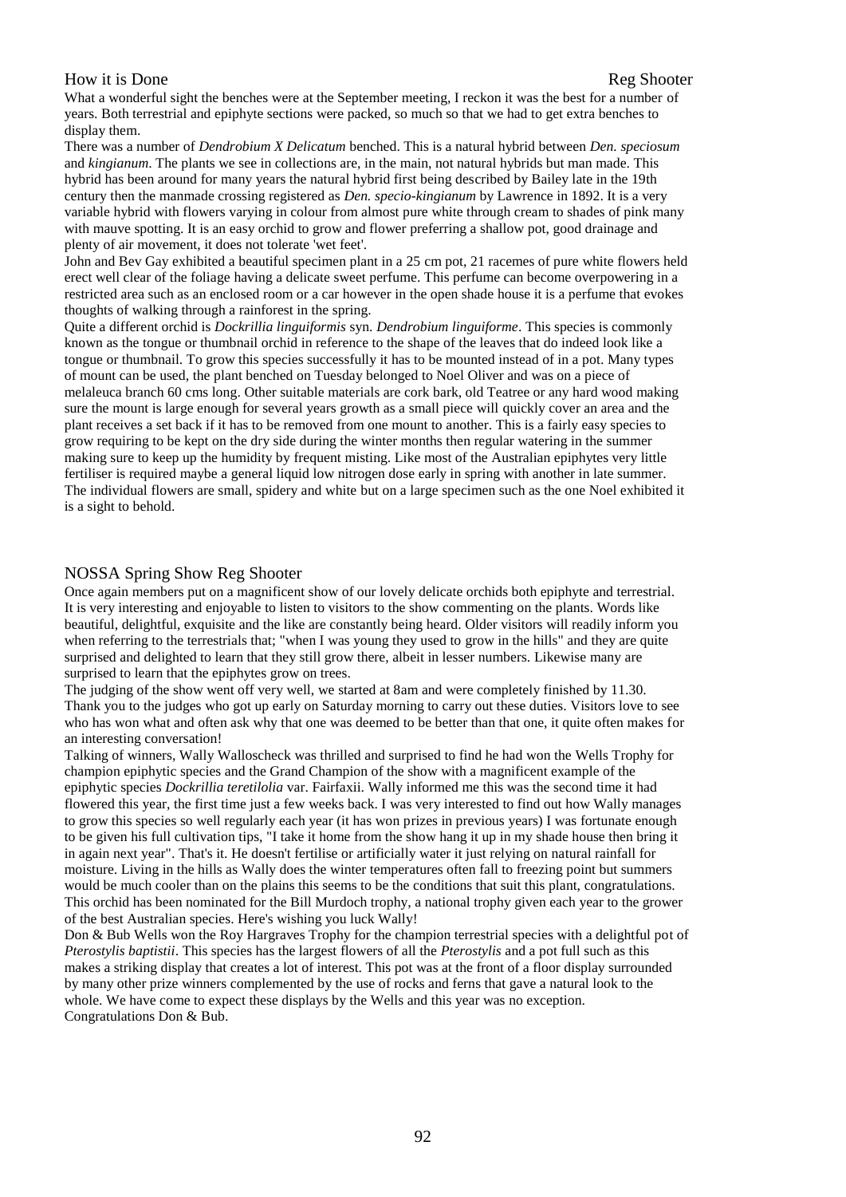## How it is Done — Reg Shooter

What a wonderful sight the benches were at the September meeting, I reckon it was the best for a number of years. Both terrestrial and epiphyte sections were packed, so much so that we had to get extra benches to display them.

There was a number of *Dendrobium X Delicatum* benched. This is a natural hybrid between *Den. speciosum* and *kingianum*. The plants we see in collections are, in the main, not natural hybrids but man made. This hybrid has been around for many years the natural hybrid first being described by Bailey late in the 19th century then the manmade crossing registered as *Den. specio-kingianum* by Lawrence in 1892. It is a very variable hybrid with flowers varying in colour from almost pure white through cream to shades of pink many with mauve spotting. It is an easy orchid to grow and flower preferring a shallow pot, good drainage and plenty of air movement, it does not tolerate 'wet feet'.

John and Bev Gay exhibited a beautiful specimen plant in a 25 cm pot, 21 racemes of pure white flowers held erect well clear of the foliage having a delicate sweet perfume. This perfume can become overpowering in a restricted area such as an enclosed room or a car however in the open shade house it is a perfume that evokes thoughts of walking through a rainforest in the spring.

Quite a different orchid is *Dockrillia linguiformis* syn. *Dendrobium linguiforme*. This species is commonly known as the tongue or thumbnail orchid in reference to the shape of the leaves that do indeed look like a tongue or thumbnail. To grow this species successfully it has to be mounted instead of in a pot. Many types of mount can be used, the plant benched on Tuesday belonged to Noel Oliver and was on a piece of melaleuca branch 60 cms long. Other suitable materials are cork bark, old Teatree or any hard wood making sure the mount is large enough for several years growth as a small piece will quickly cover an area and the plant receives a set back if it has to be removed from one mount to another. This is a fairly easy species to grow requiring to be kept on the dry side during the winter months then regular watering in the summer making sure to keep up the humidity by frequent misting. Like most of the Australian epiphytes very little fertiliser is required maybe a general liquid low nitrogen dose early in spring with another in late summer. The individual flowers are small, spidery and white but on a large specimen such as the one Noel exhibited it is a sight to behold.

## NOSSA Spring Show Reg Shooter

Once again members put on a magnificent show of our lovely delicate orchids both epiphyte and terrestrial. It is very interesting and enjoyable to listen to visitors to the show commenting on the plants. Words like beautiful, delightful, exquisite and the like are constantly being heard. Older visitors will readily inform you when referring to the terrestrials that; "when I was young they used to grow in the hills" and they are quite surprised and delighted to learn that they still grow there, albeit in lesser numbers. Likewise many are surprised to learn that the epiphytes grow on trees.

The judging of the show went off very well, we started at 8am and were completely finished by 11.30. Thank you to the judges who got up early on Saturday morning to carry out these duties. Visitors love to see who has won what and often ask why that one was deemed to be better than that one, it quite often makes for an interesting conversation!

Talking of winners, Wally Walloscheck was thrilled and surprised to find he had won the Wells Trophy for champion epiphytic species and the Grand Champion of the show with a magnificent example of the epiphytic species *Dockrillia teretilolia* var. Fairfaxii. Wally informed me this was the second time it had flowered this year, the first time just a few weeks back. I was very interested to find out how Wally manages to grow this species so well regularly each year (it has won prizes in previous years) I was fortunate enough to be given his full cultivation tips, "I take it home from the show hang it up in my shade house then bring it in again next year". That's it. He doesn't fertilise or artificially water it just relying on natural rainfall for moisture. Living in the hills as Wally does the winter temperatures often fall to freezing point but summers would be much cooler than on the plains this seems to be the conditions that suit this plant, congratulations. This orchid has been nominated for the Bill Murdoch trophy, a national trophy given each year to the grower of the best Australian species. Here's wishing you luck Wally!

Don & Bub Wells won the Roy Hargraves Trophy for the champion terrestrial species with a delightful pot of *Pterostylis baptistii*. This species has the largest flowers of all the *Pterostylis* and a pot full such as this makes a striking display that creates a lot of interest. This pot was at the front of a floor display surrounded by many other prize winners complemented by the use of rocks and ferns that gave a natural look to the whole. We have come to expect these displays by the Wells and this year was no exception. Congratulations Don & Bub.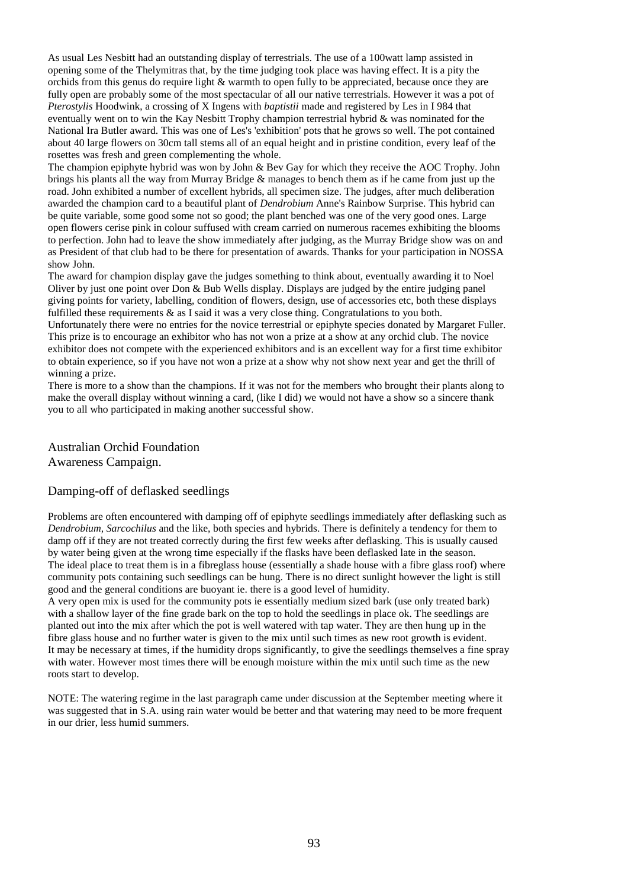As usual Les Nesbitt had an outstanding display of terrestrials. The use of a 100watt lamp assisted in opening some of the Thelymitras that, by the time judging took place was having effect. It is a pity the orchids from this genus do require light & warmth to open fully to be appreciated, because once they are fully open are probably some of the most spectacular of all our native terrestrials. However it was a pot of *Pterostylis* Hoodwink, a crossing of X Ingens with *baptistii* made and registered by Les in I 984 that eventually went on to win the Kay Nesbitt Trophy champion terrestrial hybrid & was nominated for the National Ira Butler award. This was one of Les's 'exhibition' pots that he grows so well. The pot contained about 40 large flowers on 30cm tall stems all of an equal height and in pristine condition, every leaf of the rosettes was fresh and green complementing the whole.

The champion epiphyte hybrid was won by John & Bev Gay for which they receive the AOC Trophy. John brings his plants all the way from Murray Bridge & manages to bench them as if he came from just up the road. John exhibited a number of excellent hybrids, all specimen size. The judges, after much deliberation awarded the champion card to a beautiful plant of *Dendrobium* Anne's Rainbow Surprise. This hybrid can be quite variable, some good some not so good; the plant benched was one of the very good ones. Large open flowers cerise pink in colour suffused with cream carried on numerous racemes exhibiting the blooms to perfection. John had to leave the show immediately after judging, as the Murray Bridge show was on and as President of that club had to be there for presentation of awards. Thanks for your participation in NOSSA show John.

The award for champion display gave the judges something to think about, eventually awarding it to Noel Oliver by just one point over Don & Bub Wells display. Displays are judged by the entire judging panel giving points for variety, labelling, condition of flowers, design, use of accessories etc, both these displays fulfilled these requirements & as I said it was a very close thing. Congratulations to you both.

Unfortunately there were no entries for the novice terrestrial or epiphyte species donated by Margaret Fuller. This prize is to encourage an exhibitor who has not won a prize at a show at any orchid club. The novice exhibitor does not compete with the experienced exhibitors and is an excellent way for a first time exhibitor to obtain experience, so if you have not won a prize at a show why not show next year and get the thrill of winning a prize.

There is more to a show than the champions. If it was not for the members who brought their plants along to make the overall display without winning a card, (like I did) we would not have a show so a sincere thank you to all who participated in making another successful show.

## Australian Orchid Foundation
## Awareness Campaign.

### Damping-off of deflasked seedlings

Problems are often encountered with damping off of epiphyte seedlings immediately after deflasking such as *Dendrobium, Sarcochilus* and the like, both species and hybrids. There is definitely a tendency for them to damp off if they are not treated correctly during the first few weeks after deflasking. This is usually caused by water being given at the wrong time especially if the flasks have been deflasked late in the season.

The ideal place to treat them is in a fibreglass house (essentially a shade house with a fibre glass roof) where community pots containing such seedlings can be hung. There is no direct sunlight however the light is still good and the general conditions are buoyant ie. there is a good level of humidity.

A very open mix is used for the community pots ie essentially medium sized bark (use only treated bark) with a shallow layer of the fine grade bark on the top to hold the seedlings in place ok. The seedlings are planted out into the mix after which the pot is well watered with tap water. They are then hung up in the fibre glass house and no further water is given to the mix until such times as new root growth is evident.

It may be necessary at times, if the humidity drops significantly, to give the seedlings themselves a fine spray with water. However most times there will be enough moisture within the mix until such time as the new roots start to develop.

NOTE: The watering regime in the last paragraph came under discussion at the September meeting where it was suggested that in S.A. using rain water would be better and that watering may need to be more frequent in our drier, less humid summers.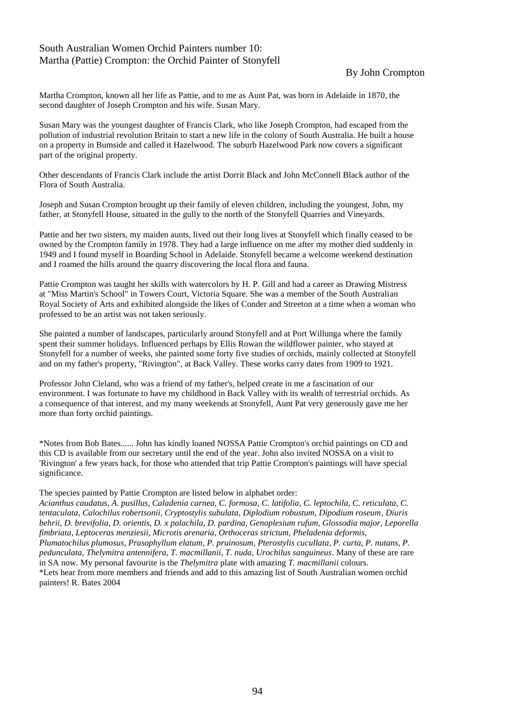## South Australian Women Orchid Painters number 10: Martha (Pattie) Crompton: the Orchid Painter of Stonyfell

By John Crompton

Martha Crompton, known all her life as Pattie, and to me as Aunt Pat, was born in Adelaide in 1870, the second daughter of Joseph Crompton and his wife. Susan Mary.

Susan Mary was the youngest daughter of Francis Clark, who like Joseph Crompton, had escaped from the pollution of industrial revolution Britain to start a new life in the colony of South Australia. He built a house on a property in Bumside and called it Hazelwood. The suburb Hazelwood Park now covers a significant part of the original property.

Other descendants of Francis Clark include the artist Dorrit Black and John McConnell Black author of the Flora of South Australia.

Joseph and Susan Crompton brought up their family of eleven children, including the youngest, John, my father, at Stonyfell House, situated in the gully to the north of the Stonyfell Quarries and Vineyards.

Pattie and her two sisters, my maiden aunts, lived out their long lives at Stonyfell which finally ceased to be owned by the Crompton family in 1978. They had a large influence on me after my mother died suddenly in 1949 and I found myself in Boarding School in Adelaide. Stonyfell became a welcome weekend destination and I roamed the hills around the quarry discovering the local flora and fauna.

Pattie Crompton was taught her skills with watercolors by H. P. Gill and had a career as Drawing Mistress at "Miss Martin's School" in Towers Court, Victoria Square. She was a member of the South Australian Royal Society of Arts and exhibited alongside the likes of Conder and Streeton at a time when a woman who professed to be an artist was not taken seriously.

She painted a number of landscapes, particularly around Stonyfell and at Port Willunga where the family spent their summer holidays. Influenced perhaps by Ellis Rowan the wildflower painter, who stayed at Stonyfell for a number of weeks, she painted some forty five studies of orchids, mainly collected at Stonyfell and on my father's property, "Rivington", at Back Valley. These works carry dates from 1909 to 1921.

Professor John Cleland, who was a friend of my father's, helped create in me a fascination of our environment. I was fortunate to have my childhood in Back Valley with its wealth of terrestrial orchids. As a consequence of that interest, and my many weekends at Stonyfell, Aunt Pat very generously gave me her more than forty orchid paintings.

*Notes from Bob Bates...... John has kindly loaned NOSSA Pattie Crompton's orchid paintings on CD and this CD is available from our secretary until the end of the year. John also invited NOSSA on a visit to 'Rivington' a few years back, for those who attended that trip Pattie Crompton's paintings will have special significance.

The species painted by Pattie Crompton are listed below in alphabet order:
*Acianthus caudatus, A. pusillus, Caladenia carnea, C. formosa, C. latifolia, C. leptochila, C. reticulata, C. tentaculata, Calochilus robertsonii, Cryptostylis subulata, Diplodium robustum, Dipodium roseum, Diuris behrii, D. brevifolia, D. orientis, D. x palachila, D. pardina, Genoplesium rufum, Glossodia major, Leporella fimbriata, Leptoceras menziesii, Microtis arenaria, Orthoceras strictum, Pheladenia deformis, Plumatochilus plumosus, Prasophyllum elatum, P. pruinosum, Pterostylis cucullata, P. curta, P. nutans, P. pedunculata, Thelymitra antennifera, T. macmillanii, T. nuda, Urochilus sanguineus*. Many of these are rare in SA now. My personal favourite is the *Thelymitra* plate with amazing *T. macmillanii* colours.
*Lets hear from more members and friends and add to this amazing list of South Australian women orchid painters! R. Bates 2004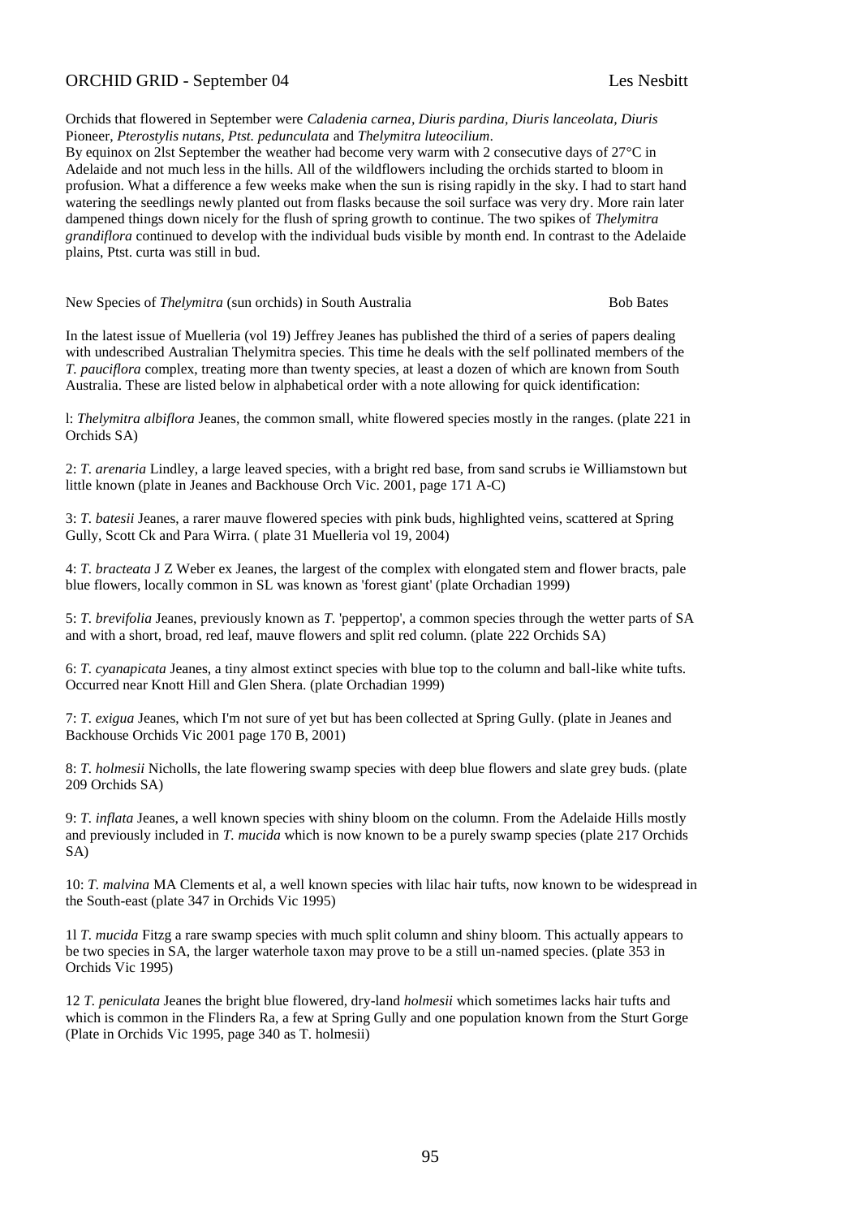## ORCHID GRID - September 04 Les Nesbitt

Orchids that flowered in September were *Caladenia carnea*, *Diuris pardina*, *Diuris lanceolata*, *Diuris* Pioneer, *Pterostylis nutans*, *Ptst. pedunculata* and *Thelymitra luteocilium*.

By equinox on 2lst September the weather had become very warm with 2 consecutive days of 27°C in Adelaide and not much less in the hills. All of the wildflowers including the orchids started to bloom in profusion. What a difference a few weeks make when the sun is rising rapidly in the sky. I had to start hand watering the seedlings newly planted out from flasks because the soil surface was very dry. More rain later dampened things down nicely for the flush of spring growth to continue. The two spikes of *Thelymitra grandiflora* continued to develop with the individual buds visible by month end. In contrast to the Adelaide plains, Ptst. curta was still in bud.

## New Species of *Thelymitra* (sun orchids) in South Australia Bob Bates

In the latest issue of Muelleria (vol 19) Jeffrey Jeanes has published the third of a series of papers dealing with undescribed Australian Thelymitra species. This time he deals with the self pollinated members of the *T. pauciflora* complex, treating more than twenty species, at least a dozen of which are known from South Australia. These are listed below in alphabetical order with a note allowing for quick identification:

l: *Thelymitra albiflora* Jeanes, the common small, white flowered species mostly in the ranges. (plate 221 in Orchids SA)

2: *T. arenaria* Lindley, a large leaved species, with a bright red base, from sand scrubs ie Williamstown but little known (plate in Jeanes and Backhouse Orch Vic. 2001, page 171 A-C)

3: *T. batesii* Jeanes, a rarer mauve flowered species with pink buds, highlighted veins, scattered at Spring Gully, Scott Ck and Para Wirra. ( plate 31 Muelleria vol 19, 2004)

4: *T. bracteata* J Z Weber ex Jeanes, the largest of the complex with elongated stem and flower bracts, pale blue flowers, locally common in SL was known as 'forest giant' (plate Orchadian 1999)

5: *T. brevifolia* Jeanes, previously known as *T.* 'peppertop', a common species through the wetter parts of SA and with a short, broad, red leaf, mauve flowers and split red column. (plate 222 Orchids SA)

6: *T. cyanapicata* Jeanes, a tiny almost extinct species with blue top to the column and ball-like white tufts. Occurred near Knott Hill and Glen Shera. (plate Orchadian 1999)

7: *T. exigua* Jeanes, which I'm not sure of yet but has been collected at Spring Gully. (plate in Jeanes and Backhouse Orchids Vic 2001 page 170 B, 2001)

8: *T. holmesii* Nicholls, the late flowering swamp species with deep blue flowers and slate grey buds. (plate 209 Orchids SA)

9: *T. inflata* Jeanes, a well known species with shiny bloom on the column. From the Adelaide Hills mostly and previously included in *T. mucida* which is now known to be a purely swamp species (plate 217 Orchids SA)

10: *T. malvina* MA Clements et al, a well known species with lilac hair tufts, now known to be widespread in the South-east (plate 347 in Orchids Vic 1995)

1l *T. mucida* Fitzg a rare swamp species with much split column and shiny bloom. This actually appears to be two species in SA, the larger waterhole taxon may prove to be a still un-named species. (plate 353 in Orchids Vic 1995)

12 *T. peniculata* Jeanes the bright blue flowered, dry-land *holmesii* which sometimes lacks hair tufts and which is common in the Flinders Ra, a few at Spring Gully and one population known from the Sturt Gorge (Plate in Orchids Vic 1995, page 340 as T. holmesii)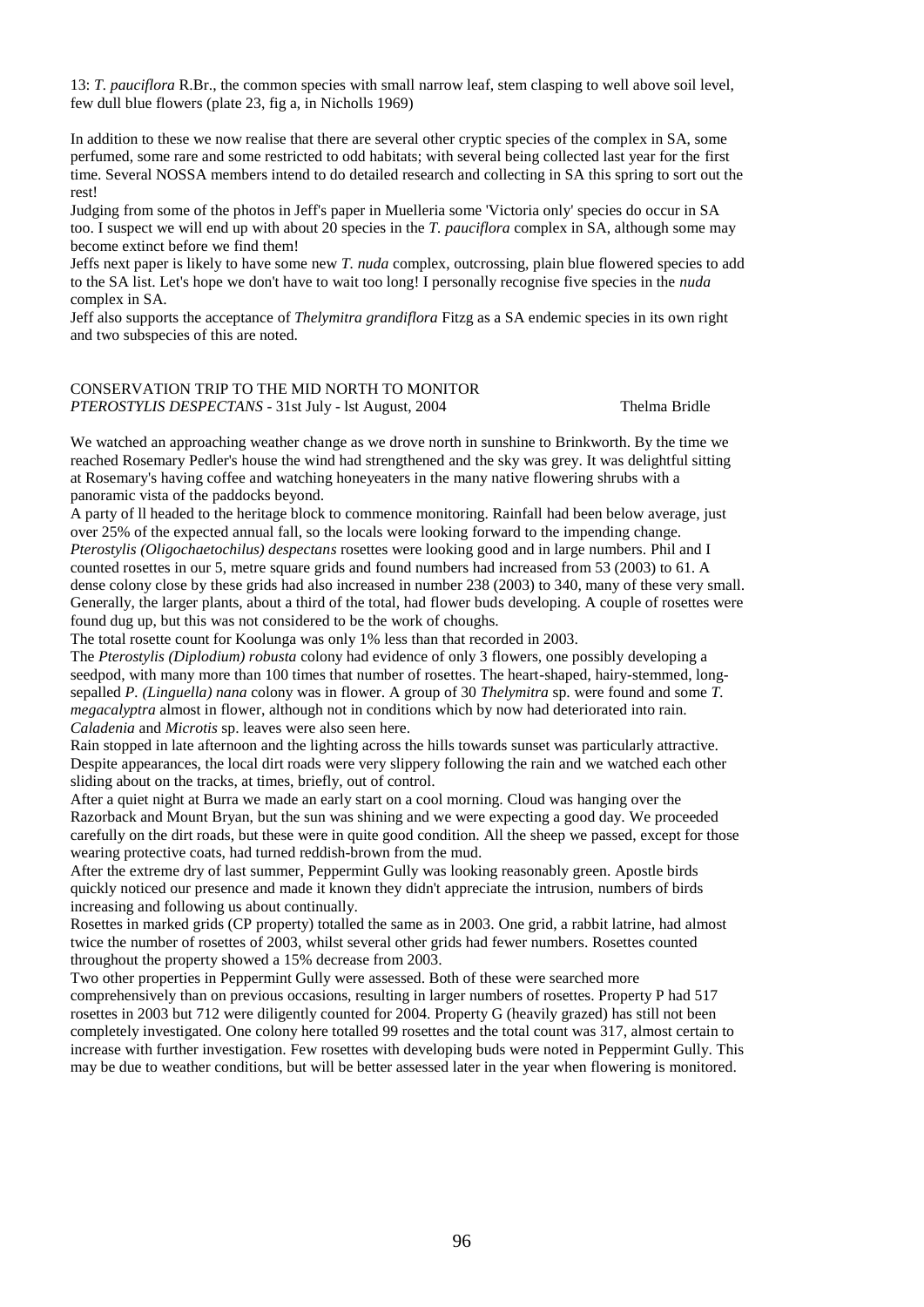13: *T. pauciflora* R.Br., the common species with small narrow leaf, stem clasping to well above soil level, few dull blue flowers (plate 23, fig a, in Nicholls 1969)

In addition to these we now realise that there are several other cryptic species of the complex in SA, some perfumed, some rare and some restricted to odd habitats; with several being collected last year for the first time. Several NOSSA members intend to do detailed research and collecting in SA this spring to sort out the rest!

Judging from some of the photos in Jeff's paper in Muelleria some 'Victoria only' species do occur in SA too. I suspect we will end up with about 20 species in the *T. pauciflora* complex in SA, although some may become extinct before we find them!

Jeffs next paper is likely to have some new *T. nuda* complex, outcrossing, plain blue flowered species to add to the SA list. Let's hope we don't have to wait too long! I personally recognise five species in the *nuda* complex in SA.

Jeff also supports the acceptance of *Thelymitra grandiflora* Fitzg as a SA endemic species in its own right and two subspecies of this are noted.

## CONSERVATION TRIP TO THE MID NORTH TO MONITOR *PTEROSTYLIS DESPECTANS* - 31st July - lst August, 2004

Thelma Bridle

We watched an approaching weather change as we drove north in sunshine to Brinkworth. By the time we reached Rosemary Pedler's house the wind had strengthened and the sky was grey. It was delightful sitting at Rosemary's having coffee and watching honeyeaters in the many native flowering shrubs with a panoramic vista of the paddocks beyond.

A party of ll headed to the heritage block to commence monitoring. Rainfall had been below average, just over 25% of the expected annual fall, so the locals were looking forward to the impending change. *Pterostylis (Oligochaetochilus) despectans* rosettes were looking good and in large numbers. Phil and I counted rosettes in our 5, metre square grids and found numbers had increased from 53 (2003) to 61. A dense colony close by these grids had also increased in number 238 (2003) to 340, many of these very small. Generally, the larger plants, about a third of the total, had flower buds developing. A couple of rosettes were found dug up, but this was not considered to be the work of choughs.

The total rosette count for Koolunga was only 1% less than that recorded in 2003.

The *Pterostylis (Diplodium) robusta* colony had evidence of only 3 flowers, one possibly developing a seedpod, with many more than 100 times that number of rosettes. The heart-shaped, hairy-stemmed, long-sepalled *P. (Linguella) nana* colony was in flower. A group of 30 *Thelymitra* sp. were found and some *T. megacalyptra* almost in flower, although not in conditions which by now had deteriorated into rain. *Caladenia* and *Microtis* sp. leaves were also seen here.

Rain stopped in late afternoon and the lighting across the hills towards sunset was particularly attractive. Despite appearances, the local dirt roads were very slippery following the rain and we watched each other sliding about on the tracks, at times, briefly, out of control.

After a quiet night at Burra we made an early start on a cool morning. Cloud was hanging over the Razorback and Mount Bryan, but the sun was shining and we were expecting a good day. We proceeded carefully on the dirt roads, but these were in quite good condition. All the sheep we passed, except for those wearing protective coats, had turned reddish-brown from the mud.

After the extreme dry of last summer, Peppermint Gully was looking reasonably green. Apostle birds quickly noticed our presence and made it known they didn't appreciate the intrusion, numbers of birds increasing and following us about continually.

Rosettes in marked grids (CP property) totalled the same as in 2003. One grid, a rabbit latrine, had almost twice the number of rosettes of 2003, whilst several other grids had fewer numbers. Rosettes counted throughout the property showed a 15% decrease from 2003.

Two other properties in Peppermint Gully were assessed. Both of these were searched more comprehensively than on previous occasions, resulting in larger numbers of rosettes. Property P had 517 rosettes in 2003 but 712 were diligently counted for 2004. Property G (heavily grazed) has still not been completely investigated. One colony here totalled 99 rosettes and the total count was 317, almost certain to increase with further investigation. Few rosettes with developing buds were noted in Peppermint Gully. This may be due to weather conditions, but will be better assessed later in the year when flowering is monitored.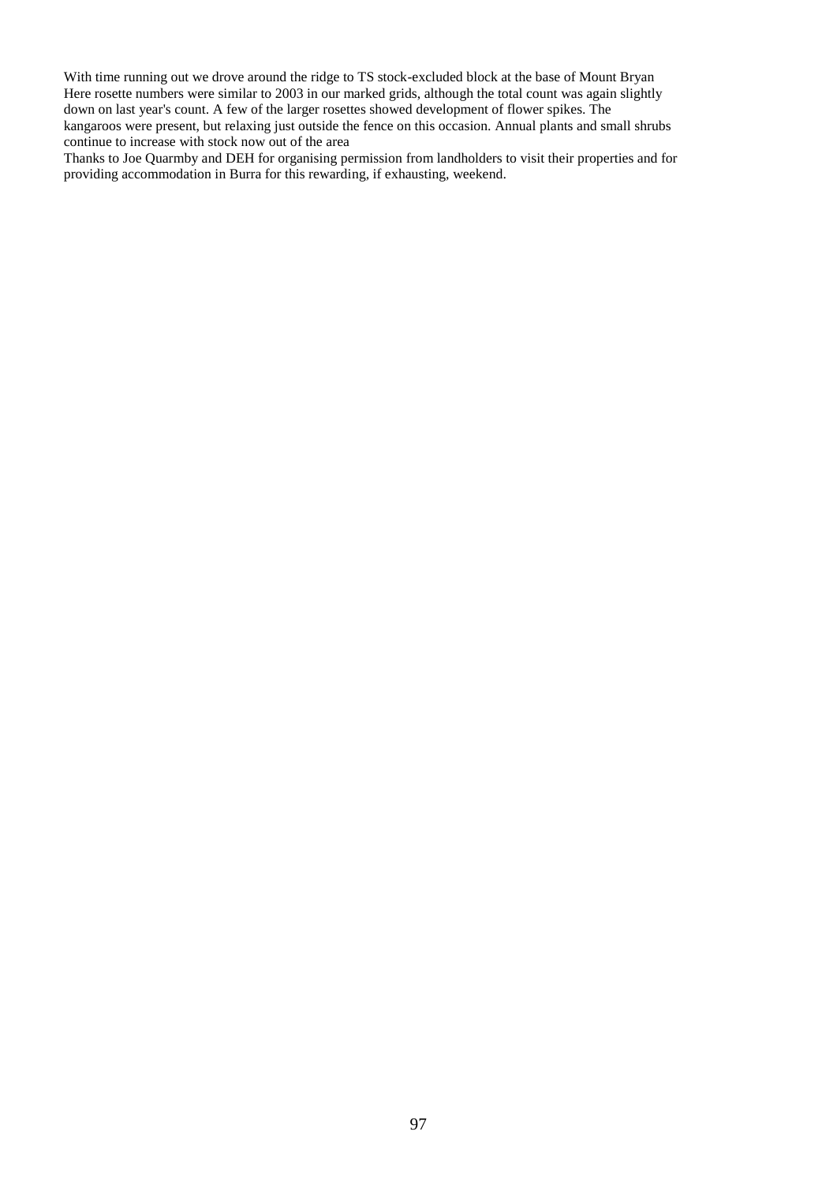With time running out we drove around the ridge to TS stock-excluded block at the base of Mount Bryan Here rosette numbers were similar to 2003 in our marked grids, although the total count was again slightly down on last year's count. A few of the larger rosettes showed development of flower spikes. The kangaroos were present, but relaxing just outside the fence on this occasion. Annual plants and small shrubs continue to increase with stock now out of the area

Thanks to Joe Quarmby and DEH for organising permission from landholders to visit their properties and for providing accommodation in Burra for this rewarding, if exhausting, weekend.